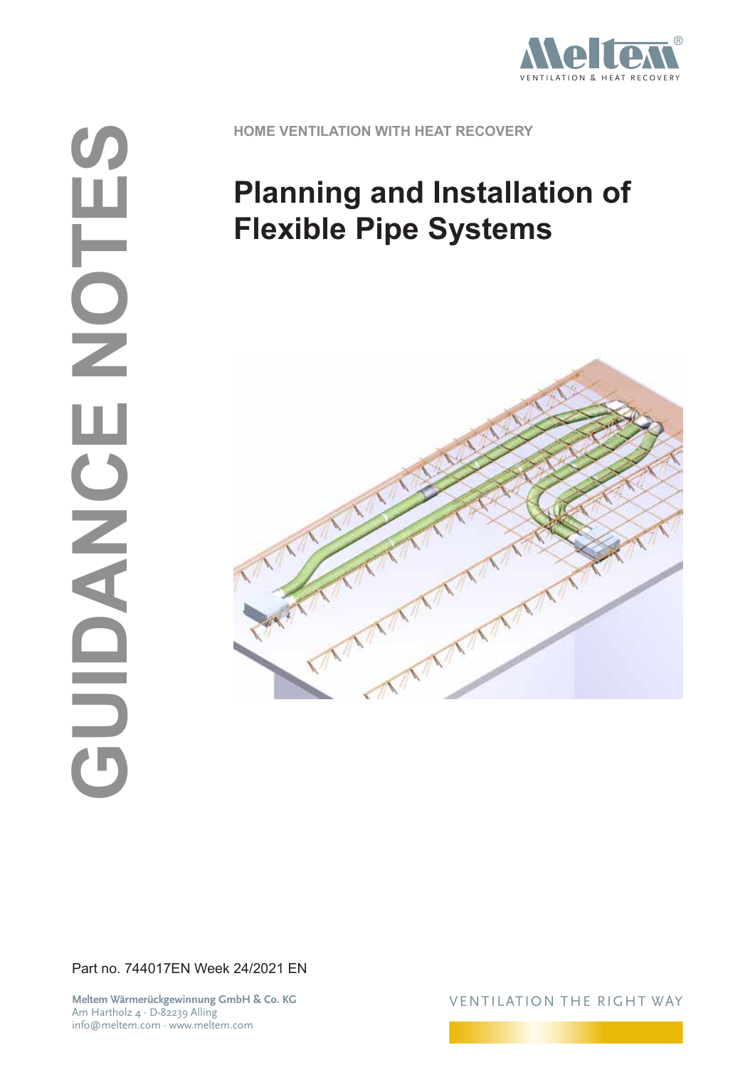GUIDANCE NOTES

Meltem®
VENTILATION & HEAT RECOVERY

HOME VENTILATION WITH HEAT RECOVERY

# Planning and Installation of Flexible Pipe Systems

Part no. 744017EN Week 24/2021 EN

**Meltem Wärmerückgewinnung GmbH & Co. KG**
Am Hartholz 4 · D-82239 Alling
info@meltem.com · www.meltem.com

VENTILATION THE RIGHT WAY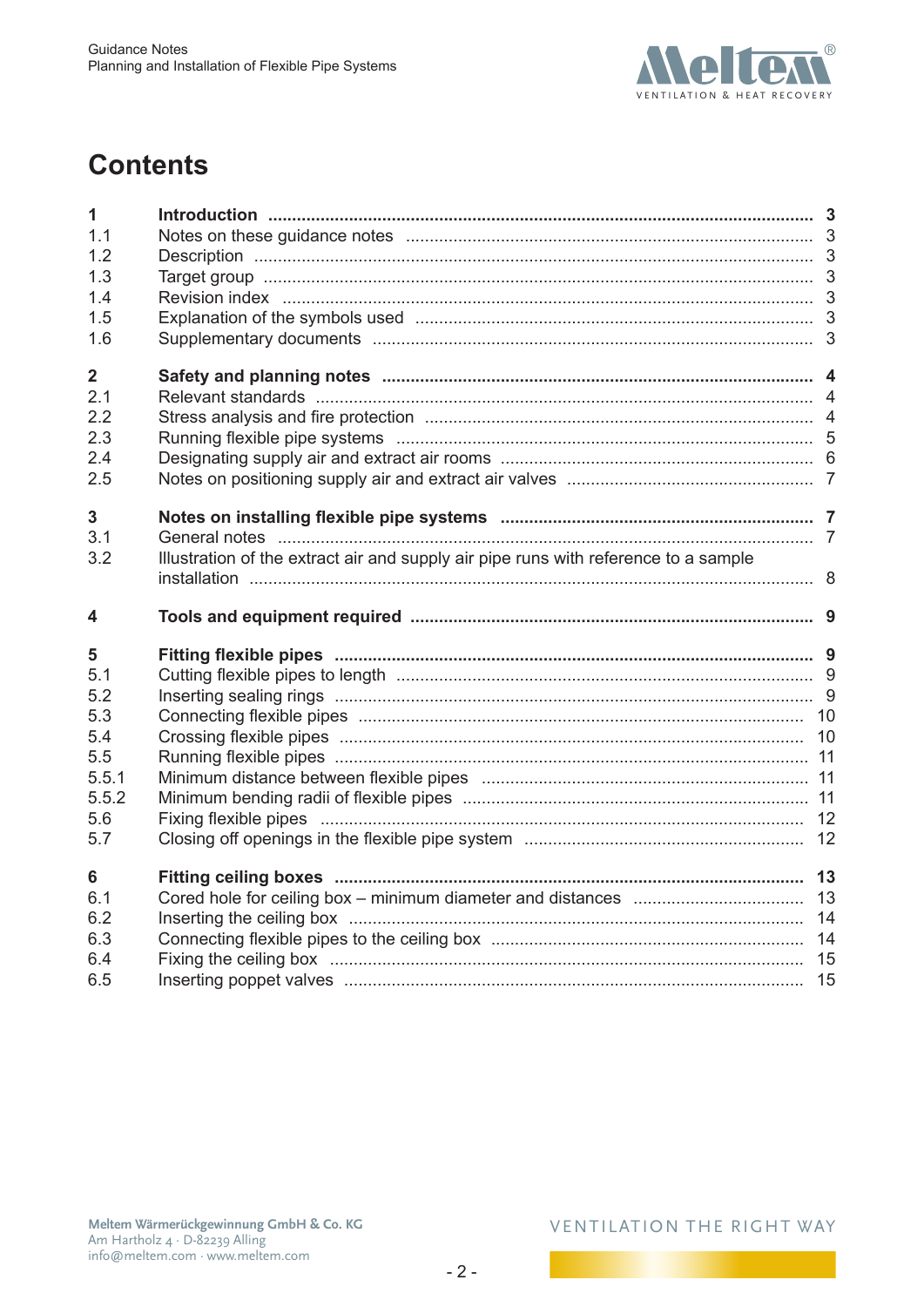# Contents

| | | |
|---|---|---|
| **1** | **Introduction** | **3** |
| 1.1 | Notes on these guidance notes | 3 |
| 1.2 | Description | 3 |
| 1.3 | Target group | 3 |
| 1.4 | Revision index | 3 |
| 1.5 | Explanation of the symbols used | 3 |
| 1.6 | Supplementary documents | 3 |
| **2** | **Safety and planning notes** | **4** |
| 2.1 | Relevant standards | 4 |
| 2.2 | Stress analysis and fire protection | 4 |
| 2.3 | Running flexible pipe systems | 5 |
| 2.4 | Designating supply air and extract air rooms | 6 |
| 2.5 | Notes on positioning supply air and extract air valves | 7 |
| **3** | **Notes on installing flexible pipe systems** | **7** |
| 3.1 | General notes | 7 |
| 3.2 | Illustration of the extract air and supply air pipe runs with reference to a sample installation | 8 |
| **4** | **Tools and equipment required** | **9** |
| **5** | **Fitting flexible pipes** | **9** |
| 5.1 | Cutting flexible pipes to length | 9 |
| 5.2 | Inserting sealing rings | 9 |
| 5.3 | Connecting flexible pipes | 10 |
| 5.4 | Crossing flexible pipes | 10 |
| 5.5 | Running flexible pipes | 11 |
| 5.5.1 | Minimum distance between flexible pipes | 11 |
| 5.5.2 | Minimum bending radii of flexible pipes | 11 |
| 5.6 | Fixing flexible pipes | 12 |
| 5.7 | Closing off openings in the flexible pipe system | 12 |
| **6** | **Fitting ceiling boxes** | **13** |
| 6.1 | Cored hole for ceiling box – minimum diameter and distances | 13 |
| 6.2 | Inserting the ceiling box | 14 |
| 6.3 | Connecting flexible pipes to the ceiling box | 14 |
| 6.4 | Fixing the ceiling box | 15 |
| 6.5 | Inserting poppet valves | 15 |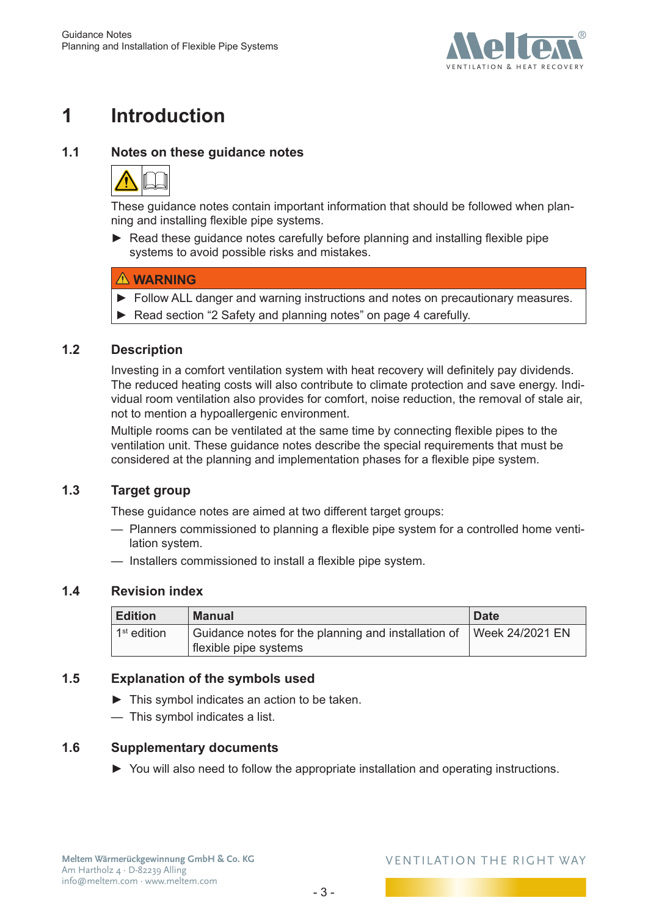// Header and footer omitted.
# 1 Introduction

## 1.1 Notes on these guidance notes

These guidance notes contain important information that should be followed when planning and installing flexible pipe systems.

► Read these guidance notes carefully before planning and installing flexible pipe systems to avoid possible risks and mistakes.

**⚠ WARNING**

► Follow ALL danger and warning instructions and notes on precautionary measures.

► Read section “2 Safety and planning notes” on page 4 carefully.

## 1.2 Description

Investing in a comfort ventilation system with heat recovery will definitely pay dividends. The reduced heating costs will also contribute to climate protection and save energy. Individual room ventilation also provides for comfort, noise reduction, the removal of stale air, not to mention a hypoallergenic environment.

Multiple rooms can be ventilated at the same time by connecting flexible pipes to the ventilation unit. These guidance notes describe the special requirements that must be considered at the planning and implementation phases for a flexible pipe system.

## 1.3 Target group

These guidance notes are aimed at two different target groups:

— Planners commissioned to planning a flexible pipe system for a controlled home ventilation system.

— Installers commissioned to install a flexible pipe system.

## 1.4 Revision index

| Edition | Manual | Date |
|---|---|---|
| 1st edition | Guidance notes for the planning and installation of flexible pipe systems | Week 24/2021 EN |

## 1.5 Explanation of the symbols used

► This symbol indicates an action to be taken.

— This symbol indicates a list.

## 1.6 Supplementary documents

► You will also need to follow the appropriate installation and operating instructions.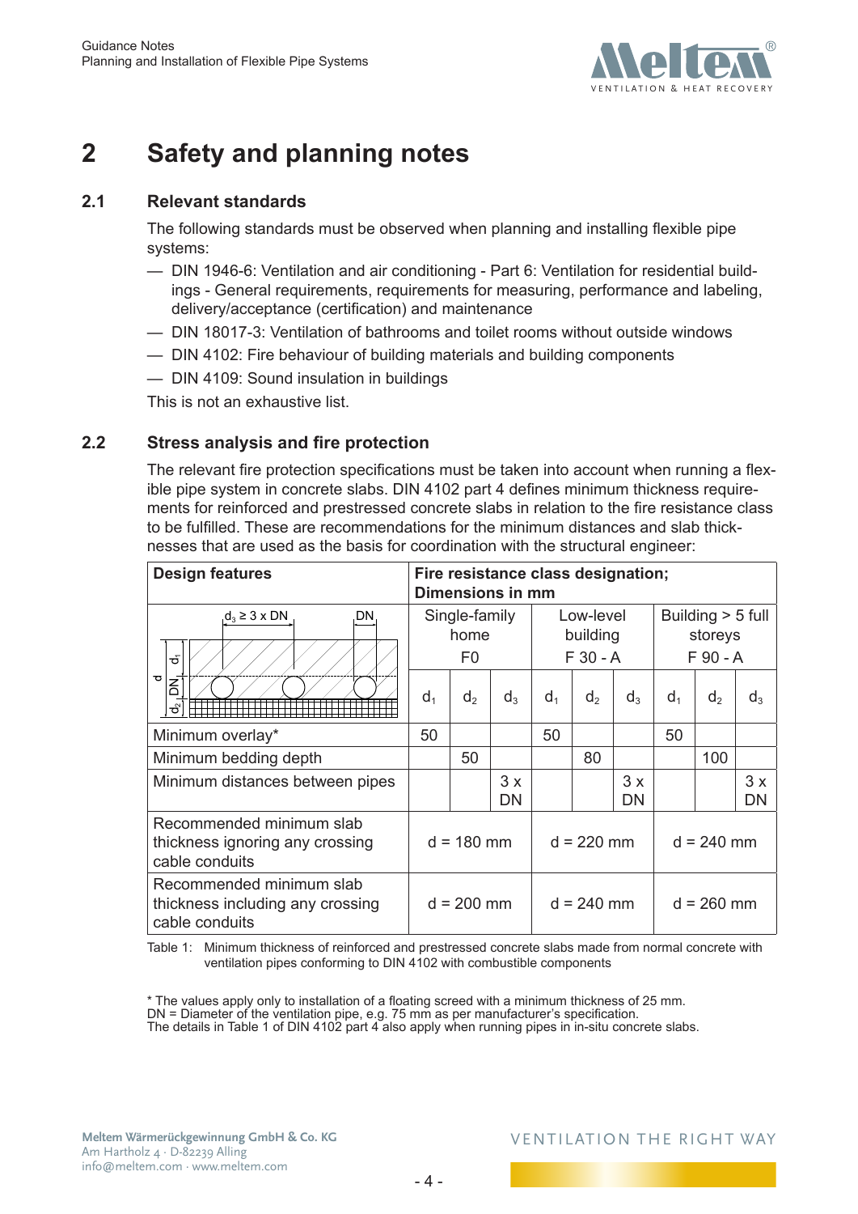# 2 Safety and planning notes

## 2.1 Relevant standards

The following standards must be observed when planning and installing flexible pipe systems:

- DIN 1946-6: Ventilation and air conditioning - Part 6: Ventilation for residential buildings - General requirements, requirements for measuring, performance and labeling, delivery/acceptance (certification) and maintenance
- DIN 18017-3: Ventilation of bathrooms and toilet rooms without outside windows
- DIN 4102: Fire behaviour of building materials and building components
- DIN 4109: Sound insulation in buildings

This is not an exhaustive list.

## 2.2 Stress analysis and fire protection

The relevant fire protection specifications must be taken into account when running a flexible pipe system in concrete slabs. DIN 4102 part 4 defines minimum thickness requirements for reinforced and prestressed concrete slabs in relation to the fire resistance class to be fulfilled. These are recommendations for the minimum distances and slab thicknesses that are used as the basis for coordination with the structural engineer:

| Design features | Fire resistance class designation; Dimensions in mm | | | | | | | | |
|---|---|---|---|---|---|---|---|---|---|
| ($d_3 \geq 3 \times DN$; DN; $d_1$; $d$; $d_2$) | Single-family home F0 | | | Low-level building F 30 - A | | | Building > 5 full storeys F 90 - A | | |
| | $d_1$ | $d_2$ | $d_3$ | $d_1$ | $d_2$ | $d_3$ | $d_1$ | $d_2$ | $d_3$ |
| Minimum overlay* | 50 | | | 50 | | | 50 | | |
| Minimum bedding depth | | 50 | | | 80 | | | 100 | |
| Minimum distances between pipes | | | 3 x DN | | | 3 x DN | | | 3 x DN |
| Recommended minimum slab thickness ignoring any crossing cable conduits | d = 180 mm | | | d = 220 mm | | | d = 240 mm | | |
| Recommended minimum slab thickness including any crossing cable conduits | d = 200 mm | | | d = 240 mm | | | d = 260 mm | | |

Table 1: Minimum thickness of reinforced and prestressed concrete slabs made from normal concrete with ventilation pipes conforming to DIN 4102 with combustible components

* The values apply only to installation of a floating screed with a minimum thickness of 25 mm.
DN = Diameter of the ventilation pipe, e.g. 75 mm as per manufacturer's specification.
The details in Table 1 of DIN 4102 part 4 also apply when running pipes in in-situ concrete slabs.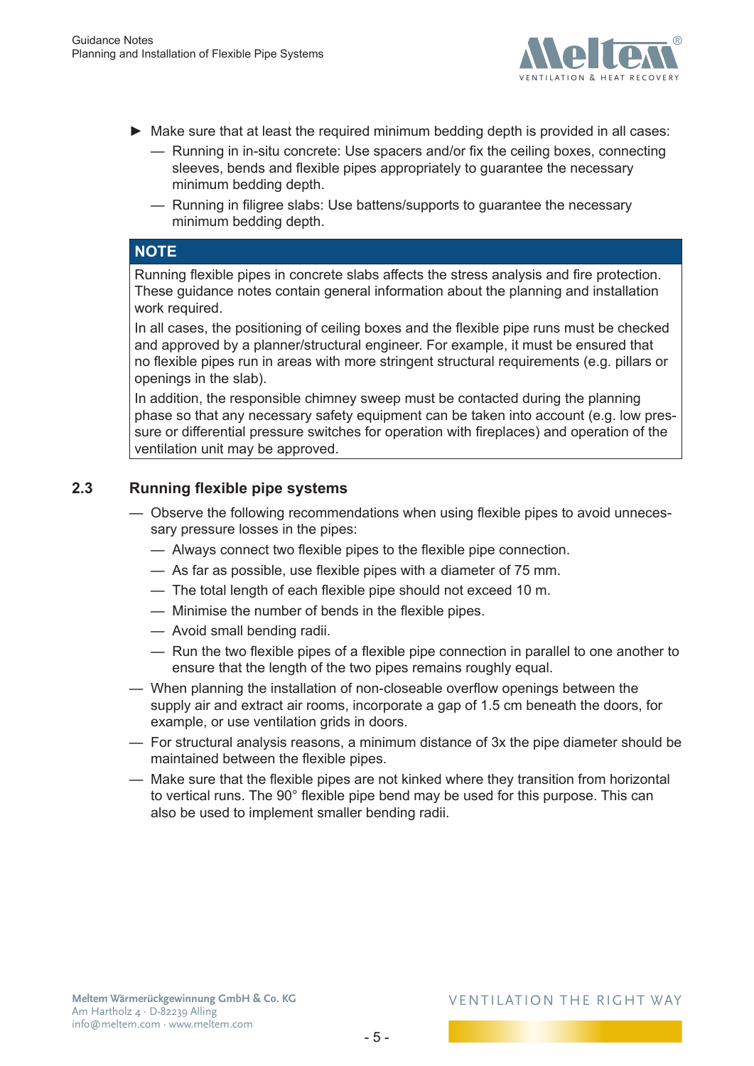- ► Make sure that at least the required minimum bedding depth is provided in all cases:
  - — Running in in-situ concrete: Use spacers and/or fix the ceiling boxes, connecting sleeves, bends and flexible pipes appropriately to guarantee the necessary minimum bedding depth.
  - — Running in filigree slabs: Use battens/supports to guarantee the necessary minimum bedding depth.

> **NOTE**
>
> Running flexible pipes in concrete slabs affects the stress analysis and fire protection. These guidance notes contain general information about the planning and installation work required.
>
> In all cases, the positioning of ceiling boxes and the flexible pipe runs must be checked and approved by a planner/structural engineer. For example, it must be ensured that no flexible pipes run in areas with more stringent structural requirements (e.g. pillars or openings in the slab).
>
> In addition, the responsible chimney sweep must be contacted during the planning phase so that any necessary safety equipment can be taken into account (e.g. low pressure or differential pressure switches for operation with fireplaces) and operation of the ventilation unit may be approved.

## 2.3 Running flexible pipe systems

- — Observe the following recommendations when using flexible pipes to avoid unnecessary pressure losses in the pipes:
  - — Always connect two flexible pipes to the flexible pipe connection.
  - — As far as possible, use flexible pipes with a diameter of 75 mm.
  - — The total length of each flexible pipe should not exceed 10 m.
  - — Minimise the number of bends in the flexible pipes.
  - — Avoid small bending radii.
  - — Run the two flexible pipes of a flexible pipe connection in parallel to one another to ensure that the length of the two pipes remains roughly equal.
- — When planning the installation of non-closeable overflow openings between the supply air and extract air rooms, incorporate a gap of 1.5 cm beneath the doors, for example, or use ventilation grids in doors.
- — For structural analysis reasons, a minimum distance of 3x the pipe diameter should be maintained between the flexible pipes.
- — Make sure that the flexible pipes are not kinked where they transition from horizontal to vertical runs. The 90° flexible pipe bend may be used for this purpose. This can also be used to implement smaller bending radii.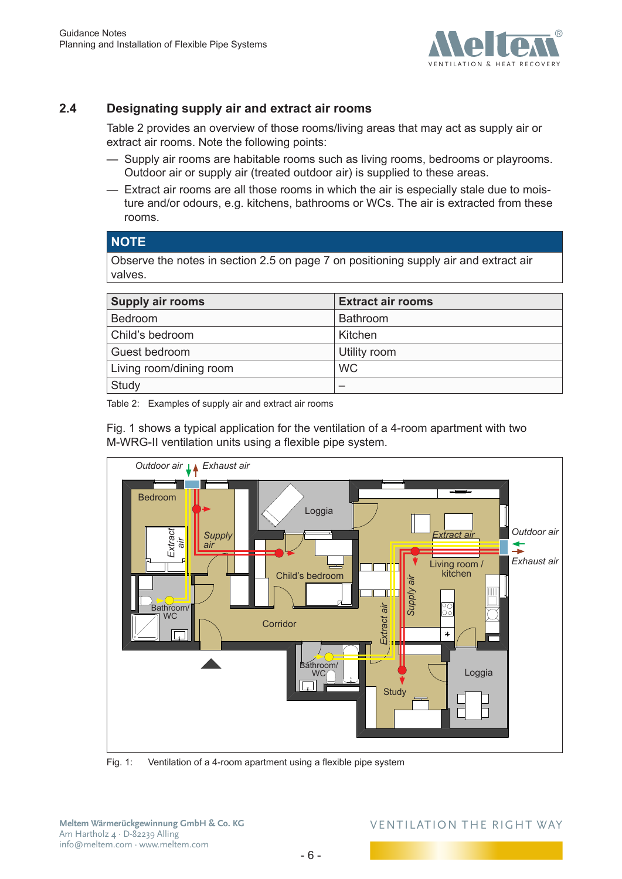## 2.4 Designating supply air and extract air rooms

Table 2 provides an overview of those rooms/living areas that may act as supply air or extract air rooms. Note the following points:

- Supply air rooms are habitable rooms such as living rooms, bedrooms or playrooms. Outdoor air or supply air (treated outdoor air) is supplied to these areas.
- Extract air rooms are all those rooms in which the air is especially stale due to moisture and/or odours, e.g. kitchens, bathrooms or WCs. The air is extracted from these rooms.

**NOTE**

Observe the notes in section 2.5 on page 7 on positioning supply air and extract air valves.

| Supply air rooms | Extract air rooms |
|---|---|
| Bedroom | Bathroom |
| Child's bedroom | Kitchen |
| Guest bedroom | Utility room |
| Living room/dining room | WC |
| Study | – |

Table 2: Examples of supply air and extract air rooms

Fig. 1 shows a typical application for the ventilation of a 4-room apartment with two M-WRG-II ventilation units using a flexible pipe system.

Fig. 1: Ventilation of a 4-room apartment using a flexible pipe system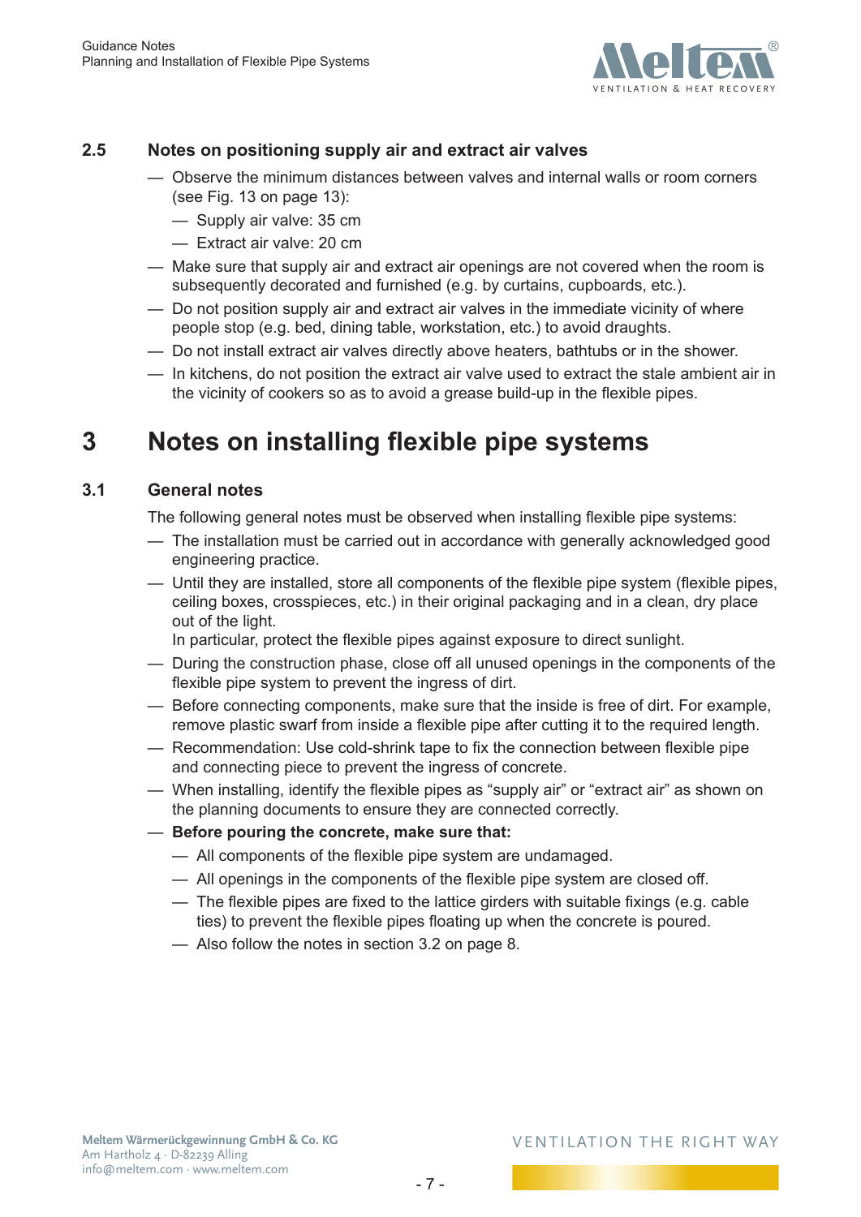### 2.5 Notes on positioning supply air and extract air valves

- Observe the minimum distances between valves and internal walls or room corners (see Fig. 13 on page 13):
  - Supply air valve: 35 cm
  - Extract air valve: 20 cm
- Make sure that supply air and extract air openings are not covered when the room is subsequently decorated and furnished (e.g. by curtains, cupboards, etc.).
- Do not position supply air and extract air valves in the immediate vicinity of where people stop (e.g. bed, dining table, workstation, etc.) to avoid draughts.
- Do not install extract air valves directly above heaters, bathtubs or in the shower.
- In kitchens, do not position the extract air valve used to extract the stale ambient air in the vicinity of cookers so as to avoid a grease build-up in the flexible pipes.

## 3 Notes on installing flexible pipe systems

### 3.1 General notes

The following general notes must be observed when installing flexible pipe systems:

- The installation must be carried out in accordance with generally acknowledged good engineering practice.
- Until they are installed, store all components of the flexible pipe system (flexible pipes, ceiling boxes, crosspieces, etc.) in their original packaging and in a clean, dry place out of the light.
  In particular, protect the flexible pipes against exposure to direct sunlight.
- During the construction phase, close off all unused openings in the components of the flexible pipe system to prevent the ingress of dirt.
- Before connecting components, make sure that the inside is free of dirt. For example, remove plastic swarf from inside a flexible pipe after cutting it to the required length.
- Recommendation: Use cold-shrink tape to fix the connection between flexible pipe and connecting piece to prevent the ingress of concrete.
- When installing, identify the flexible pipes as “supply air” or “extract air” as shown on the planning documents to ensure they are connected correctly.
- **Before pouring the concrete, make sure that:**
  - All components of the flexible pipe system are undamaged.
  - All openings in the components of the flexible pipe system are closed off.
  - The flexible pipes are fixed to the lattice girders with suitable fixings (e.g. cable ties) to prevent the flexible pipes floating up when the concrete is poured.
  - Also follow the notes in section 3.2 on page 8.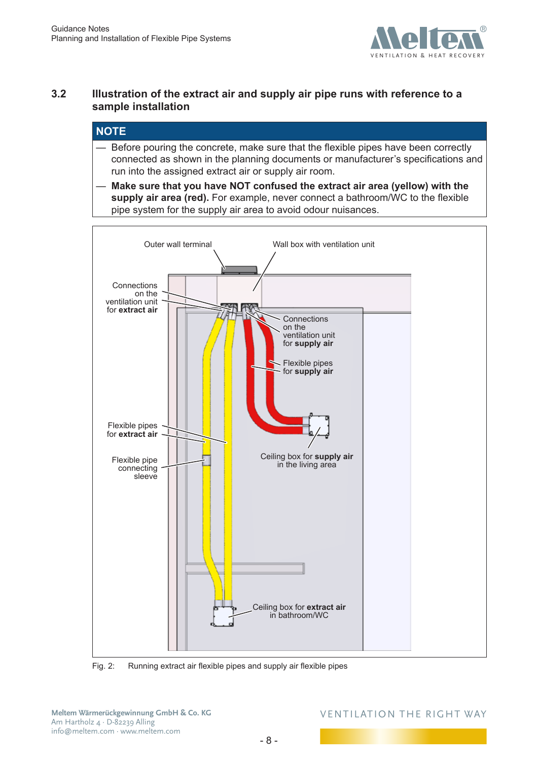## 3.2 Illustration of the extract air and supply air pipe runs with reference to a sample installation

**NOTE**

- Before pouring the concrete, make sure that the flexible pipes have been correctly connected as shown in the planning documents or manufacturer's specifications and run into the assigned extract air or supply air room.
- **Make sure that you have NOT confused the extract air area (yellow) with the supply air area (red).** For example, never connect a bathroom/WC to the flexible pipe system for the supply air area to avoid odour nuisances.

Outer wall terminal

Wall box with ventilation unit

Connections on the ventilation unit for **extract air**

Connections on the ventilation unit for **supply air**

Flexible pipes for **supply air**

Flexible pipes for **extract air**

Flexible pipe connecting sleeve

Ceiling box for **supply air** in the living area

Ceiling box for **extract air** in bathroom/WC

Fig. 2: Running extract air flexible pipes and supply air flexible pipes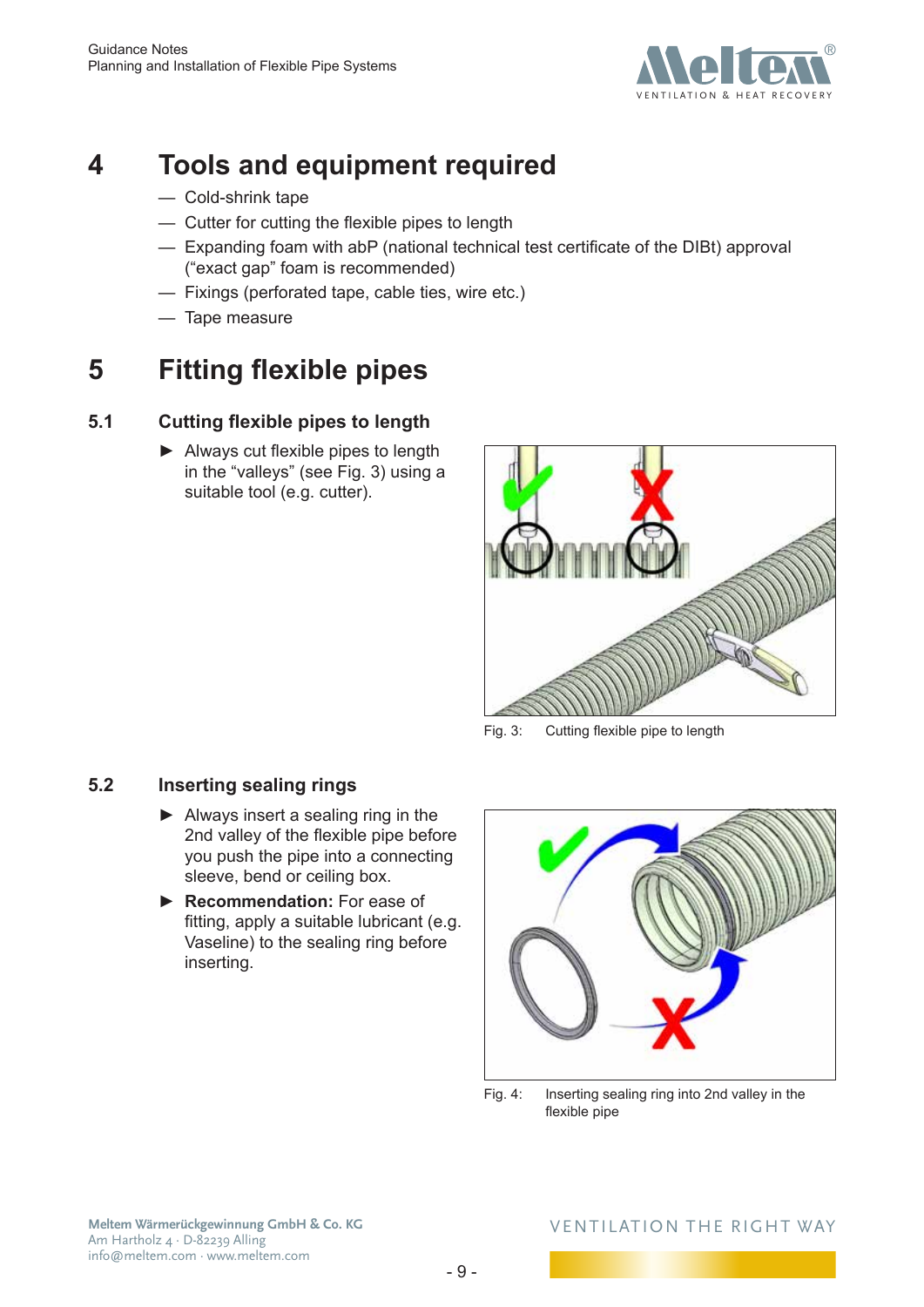# 4 Tools and equipment required

- Cold-shrink tape
- Cutter for cutting the flexible pipes to length
- Expanding foam with abP (national technical test certificate of the DIBt) approval ("exact gap" foam is recommended)
- Fixings (perforated tape, cable ties, wire etc.)
- Tape measure

# 5 Fitting flexible pipes

## 5.1 Cutting flexible pipes to length

► Always cut flexible pipes to length in the "valleys" (see Fig. 3) using a suitable tool (e.g. cutter).

Fig. 3: Cutting flexible pipe to length

## 5.2 Inserting sealing rings

► Always insert a sealing ring in the 2nd valley of the flexible pipe before you push the pipe into a connecting sleeve, bend or ceiling box.

► **Recommendation:** For ease of fitting, apply a suitable lubricant (e.g. Vaseline) to the sealing ring before inserting.

Fig. 4: Inserting sealing ring into 2nd valley in the flexible pipe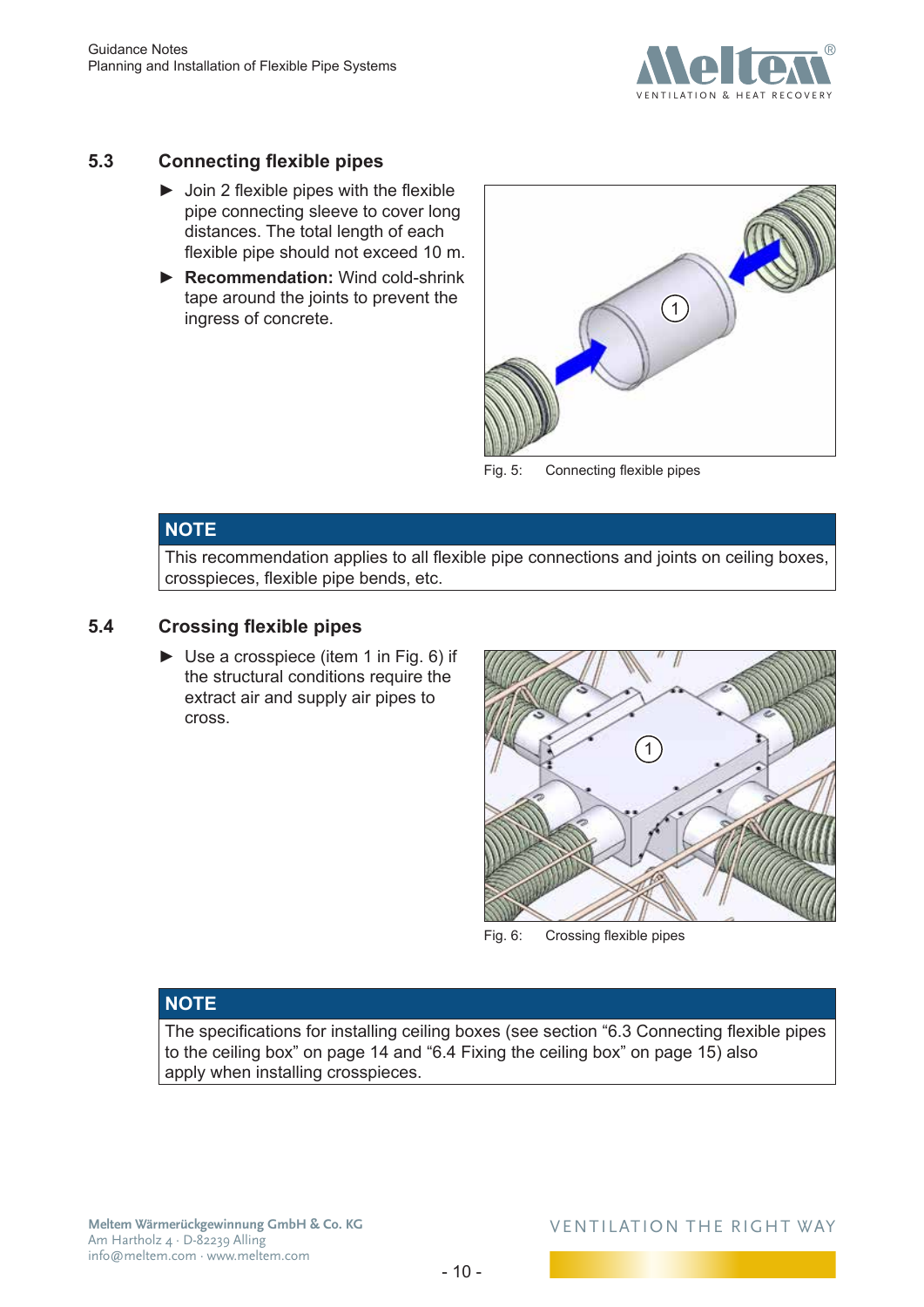## 5.3 Connecting flexible pipes

- Join 2 flexible pipes with the flexible pipe connecting sleeve to cover long distances. The total length of each flexible pipe should not exceed 10 m.
- **Recommendation:** Wind cold-shrink tape around the joints to prevent the ingress of concrete.

Fig. 5: Connecting flexible pipes

**NOTE**

This recommendation applies to all flexible pipe connections and joints on ceiling boxes, crosspieces, flexible pipe bends, etc.

## 5.4 Crossing flexible pipes

- Use a crosspiece (item 1 in Fig. 6) if the structural conditions require the extract air and supply air pipes to cross.

Fig. 6: Crossing flexible pipes

**NOTE**

The specifications for installing ceiling boxes (see section “6.3 Connecting flexible pipes to the ceiling box” on page 14 and “6.4 Fixing the ceiling box” on page 15) also apply when installing crosspieces.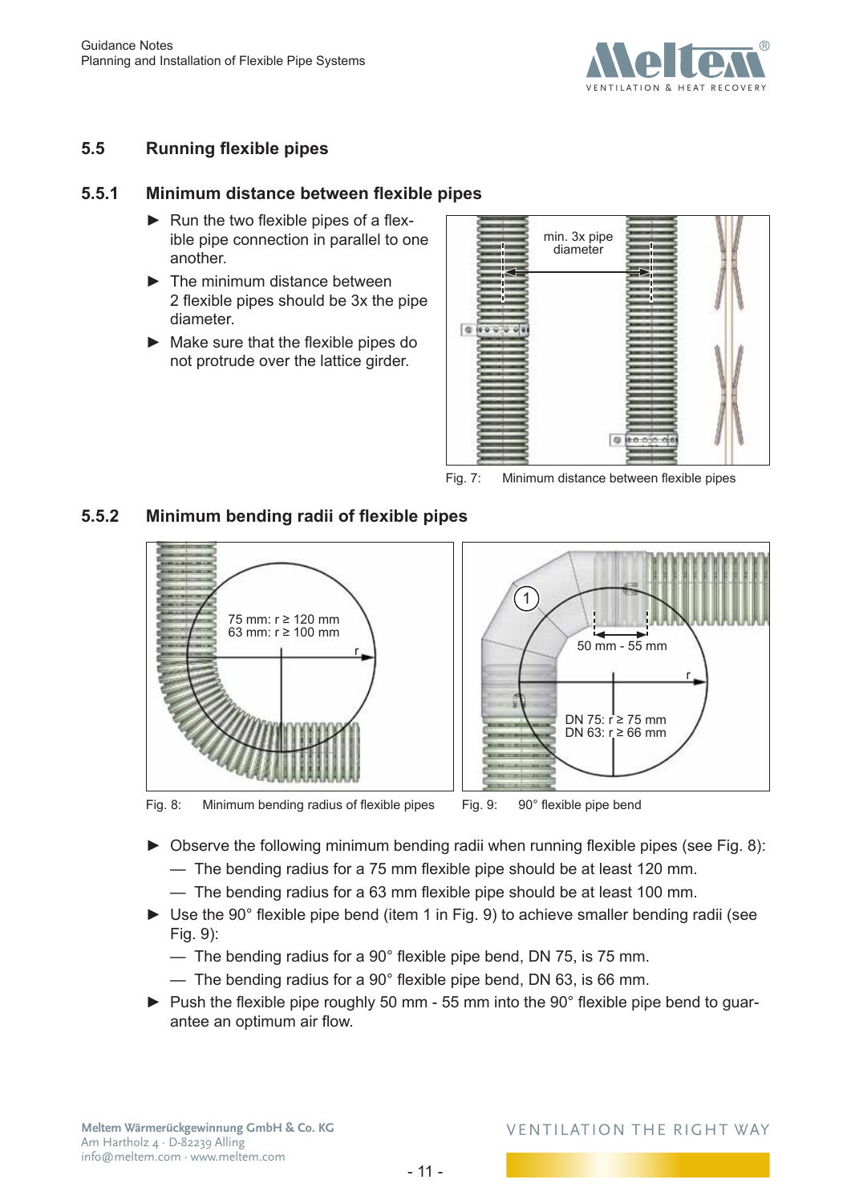## 5.5 Running flexible pipes

### 5.5.1 Minimum distance between flexible pipes

- ► Run the two flexible pipes of a flexible pipe connection in parallel to one another.
- ► The minimum distance between 2 flexible pipes should be 3x the pipe diameter.
- ► Make sure that the flexible pipes do not protrude over the lattice girder.

Fig. 7: Minimum distance between flexible pipes

### 5.5.2 Minimum bending radii of flexible pipes

Fig. 8: Minimum bending radius of flexible pipes

Fig. 9: 90° flexible pipe bend

- ► Observe the following minimum bending radii when running flexible pipes (see Fig. 8):
  - — The bending radius for a 75 mm flexible pipe should be at least 120 mm.
  - — The bending radius for a 63 mm flexible pipe should be at least 100 mm.
- ► Use the 90° flexible pipe bend (item 1 in Fig. 9) to achieve smaller bending radii (see Fig. 9):
  - — The bending radius for a 90° flexible pipe bend, DN 75, is 75 mm.
  - — The bending radius for a 90° flexible pipe bend, DN 63, is 66 mm.
- ► Push the flexible pipe roughly 50 mm - 55 mm into the 90° flexible pipe bend to guarantee an optimum air flow.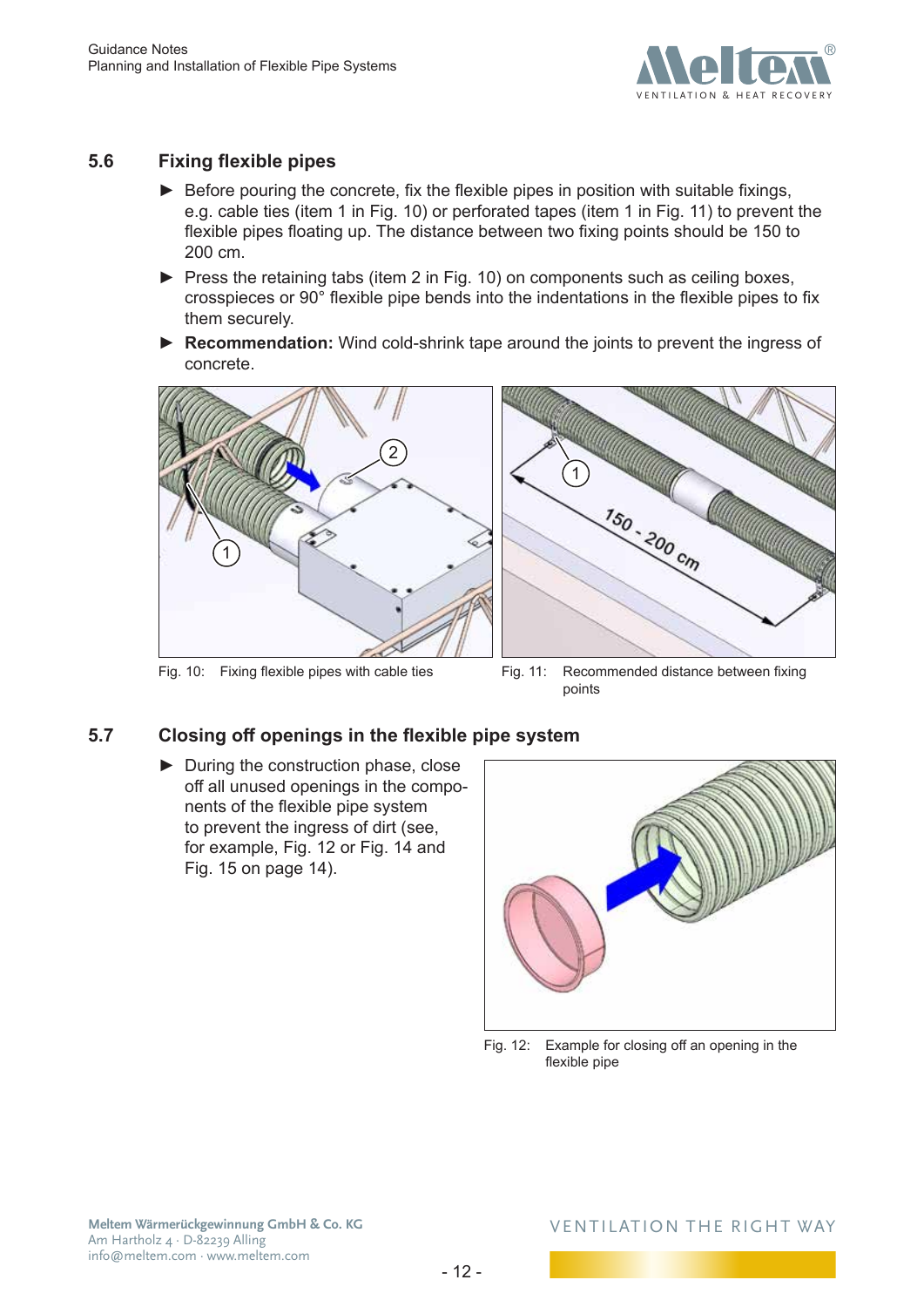## 5.6 Fixing flexible pipes

- Before pouring the concrete, fix the flexible pipes in position with suitable fixings, e.g. cable ties (item 1 in Fig. 10) or perforated tapes (item 1 in Fig. 11) to prevent the flexible pipes floating up. The distance between two fixing points should be 150 to 200 cm.
- Press the retaining tabs (item 2 in Fig. 10) on components such as ceiling boxes, crosspieces or 90° flexible pipe bends into the indentations in the flexible pipes to fix them securely.
- **Recommendation:** Wind cold-shrink tape around the joints to prevent the ingress of concrete.

Fig. 10: Fixing flexible pipes with cable ties

Fig. 11: Recommended distance between fixing points

## 5.7 Closing off openings in the flexible pipe system

- During the construction phase, close off all unused openings in the components of the flexible pipe system to prevent the ingress of dirt (see, for example, Fig. 12 or Fig. 14 and Fig. 15 on page 14).

Fig. 12: Example for closing off an opening in the flexible pipe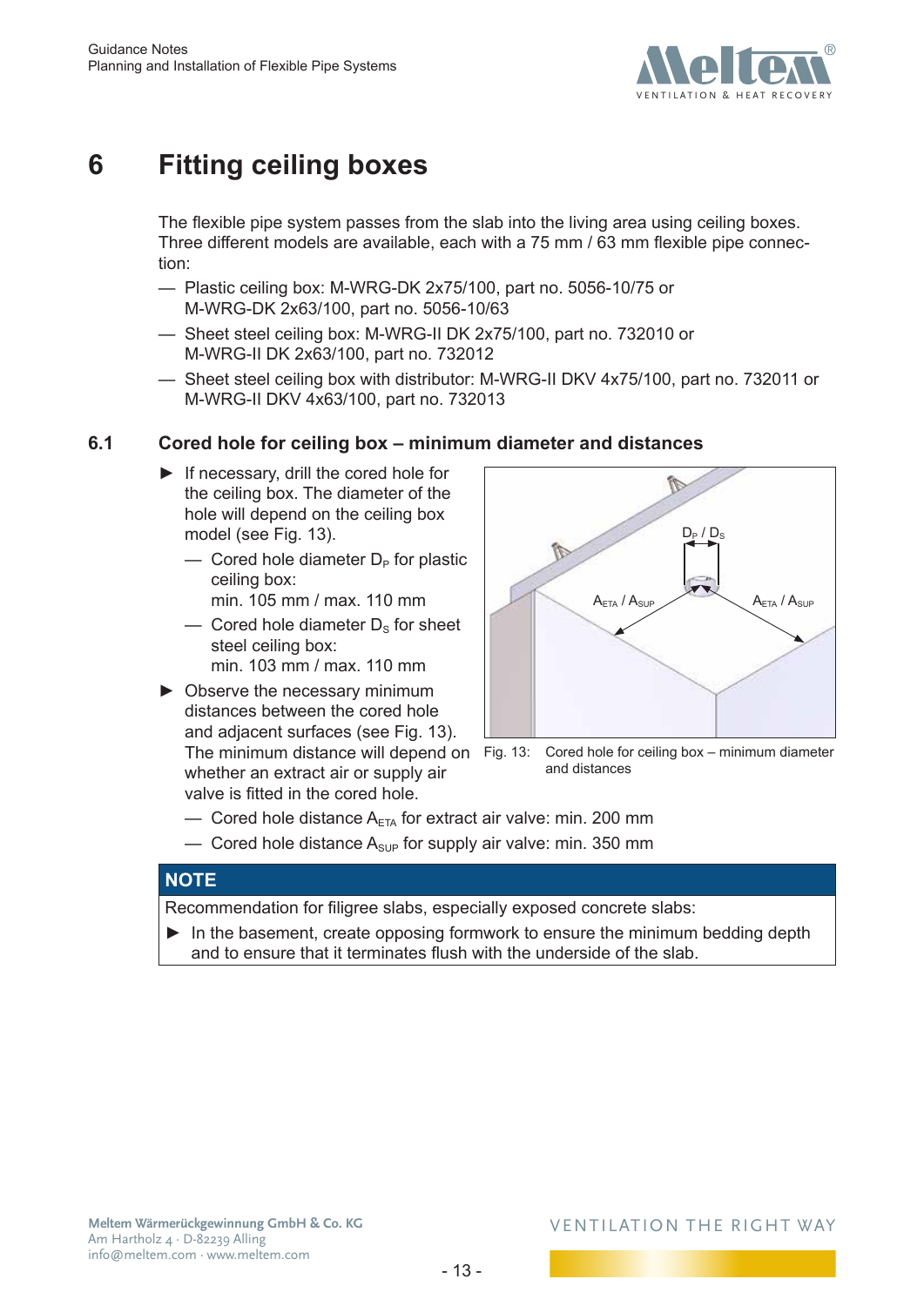# 6 Fitting ceiling boxes

The flexible pipe system passes from the slab into the living area using ceiling boxes. Three different models are available, each with a 75 mm / 63 mm flexible pipe connection:

- Plastic ceiling box: M-WRG-DK 2x75/100, part no. 5056-10/75 or M-WRG-DK 2x63/100, part no. 5056-10/63
- Sheet steel ceiling box: M-WRG-II DK 2x75/100, part no. 732010 or M-WRG-II DK 2x63/100, part no. 732012
- Sheet steel ceiling box with distributor: M-WRG-II DKV 4x75/100, part no. 732011 or M-WRG-II DKV 4x63/100, part no. 732013

## 6.1 Cored hole for ceiling box – minimum diameter and distances

► If necessary, drill the cored hole for the ceiling box. The diameter of the hole will depend on the ceiling box model (see Fig. 13).

- Cored hole diameter $D_P$ for plastic ceiling box: min. 105 mm / max. 110 mm
- Cored hole diameter $D_S$ for sheet steel ceiling box: min. 103 mm / max. 110 mm

► Observe the necessary minimum distances between the cored hole and adjacent surfaces (see Fig. 13). The minimum distance will depend on whether an extract air or supply air valve is fitted in the cored hole.

- Cored hole distance $A_{ETA}$ for extract air valve: min. 200 mm
- Cored hole distance $A_{SUP}$ for supply air valve: min. 350 mm

$D_P$ / $D_S$ $A_{ETA}$ / $A_{SUP}$ $A_{ETA}$ / $A_{SUP}$

Fig. 13: Cored hole for ceiling box – minimum diameter and distances

**NOTE**

Recommendation for filigree slabs, especially exposed concrete slabs:

► In the basement, create opposing formwork to ensure the minimum bedding depth and to ensure that it terminates flush with the underside of the slab.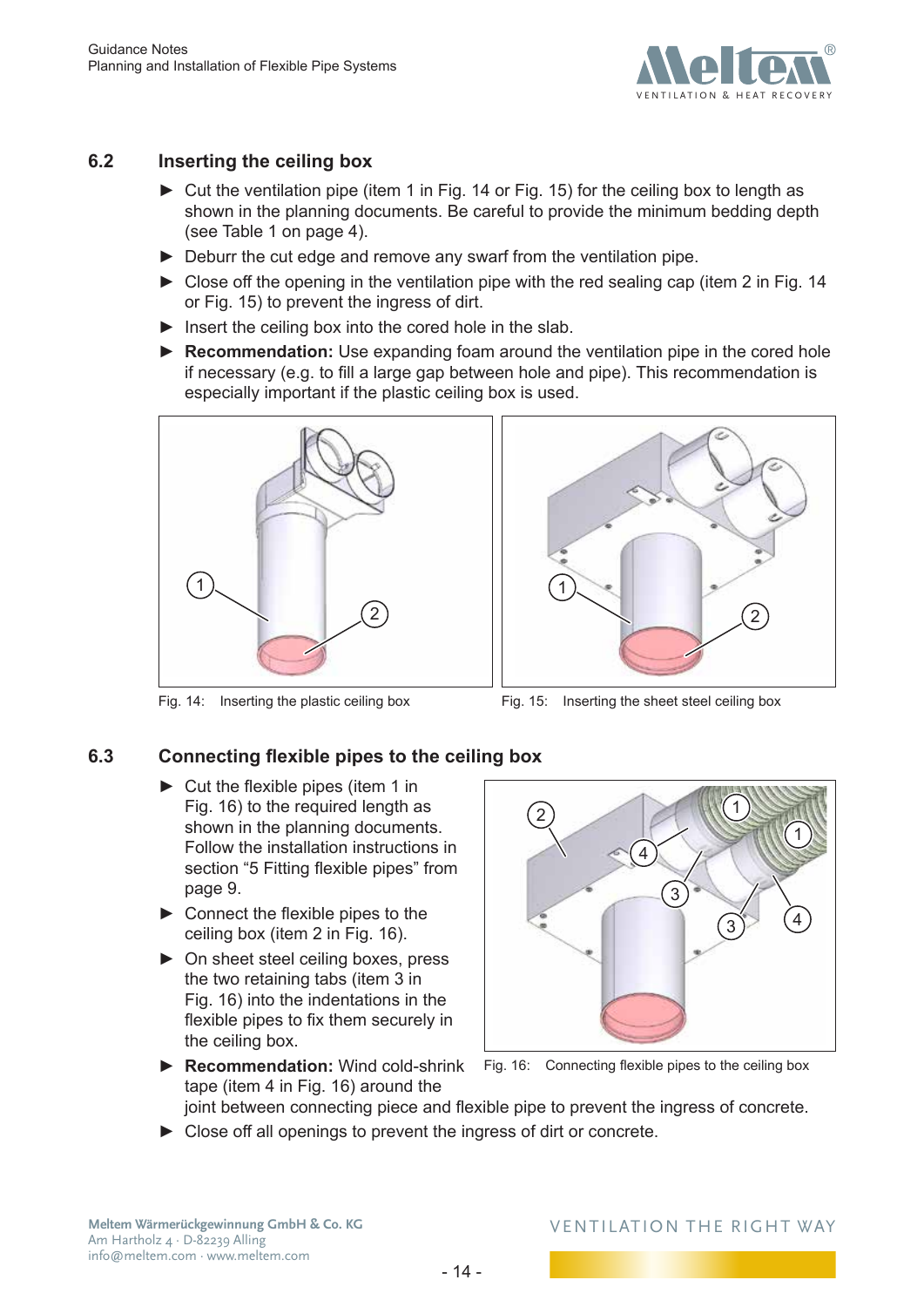## 6.2 Inserting the ceiling box

- ► Cut the ventilation pipe (item 1 in Fig. 14 or Fig. 15) for the ceiling box to length as shown in the planning documents. Be careful to provide the minimum bedding depth (see Table 1 on page 4).
- ► Deburr the cut edge and remove any swarf from the ventilation pipe.
- ► Close off the opening in the ventilation pipe with the red sealing cap (item 2 in Fig. 14 or Fig. 15) to prevent the ingress of dirt.
- ► Insert the ceiling box into the cored hole in the slab.
- ► **Recommendation:** Use expanding foam around the ventilation pipe in the cored hole if necessary (e.g. to fill a large gap between hole and pipe). This recommendation is especially important if the plastic ceiling box is used.

Fig. 14: Inserting the plastic ceiling box

Fig. 15: Inserting the sheet steel ceiling box

## 6.3 Connecting flexible pipes to the ceiling box

- ► Cut the flexible pipes (item 1 in Fig. 16) to the required length as shown in the planning documents. Follow the installation instructions in section "5 Fitting flexible pipes" from page 9.
- ► Connect the flexible pipes to the ceiling box (item 2 in Fig. 16).
- ► On sheet steel ceiling boxes, press the two retaining tabs (item 3 in Fig. 16) into the indentations in the flexible pipes to fix them securely in the ceiling box.
- ► **Recommendation:** Wind cold-shrink tape (item 4 in Fig. 16) around the joint between connecting piece and flexible pipe to prevent the ingress of concrete.
- ► Close off all openings to prevent the ingress of dirt or concrete.

Fig. 16: Connecting flexible pipes to the ceiling box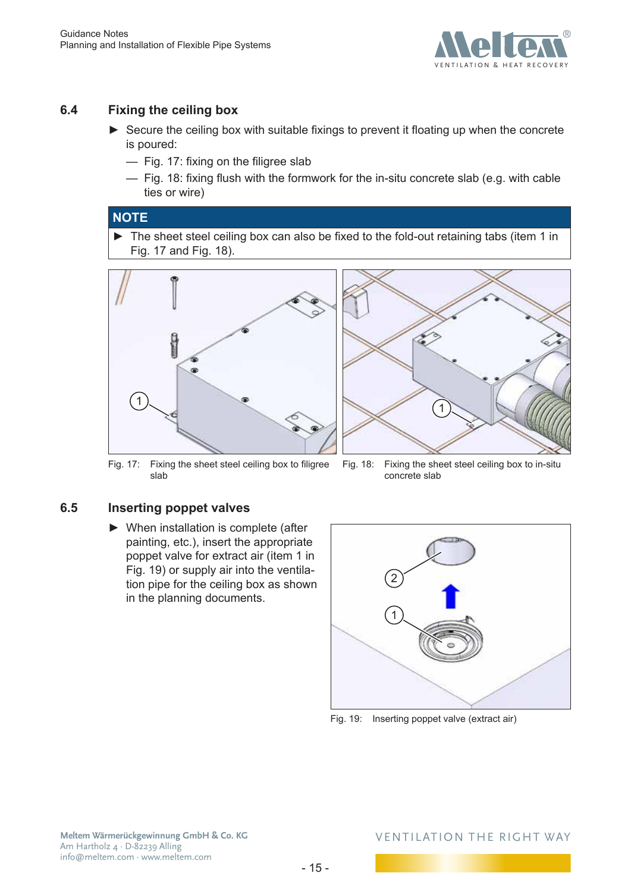## 6.4 Fixing the ceiling box

- ► Secure the ceiling box with suitable fixings to prevent it floating up when the concrete is poured:
  - — Fig. 17: fixing on the filigree slab
  - — Fig. 18: fixing flush with the formwork for the in-situ concrete slab (e.g. with cable ties or wire)

**NOTE**

► The sheet steel ceiling box can also be fixed to the fold-out retaining tabs (item 1 in Fig. 17 and Fig. 18).

Fig. 17: Fixing the sheet steel ceiling box to filigree slab

Fig. 18: Fixing the sheet steel ceiling box to in-situ concrete slab

## 6.5 Inserting poppet valves

► When installation is complete (after painting, etc.), insert the appropriate poppet valve for extract air (item 1 in Fig. 19) or supply air into the ventilation pipe for the ceiling box as shown in the planning documents.

Fig. 19: Inserting poppet valve (extract air)

**Meltem Wärmerückgewinnung GmbH & Co. KG**
Am Hartholz 4 · D-82239 Alling
info@meltem.com · www.meltem.com

VENTILATION THE RIGHT WAY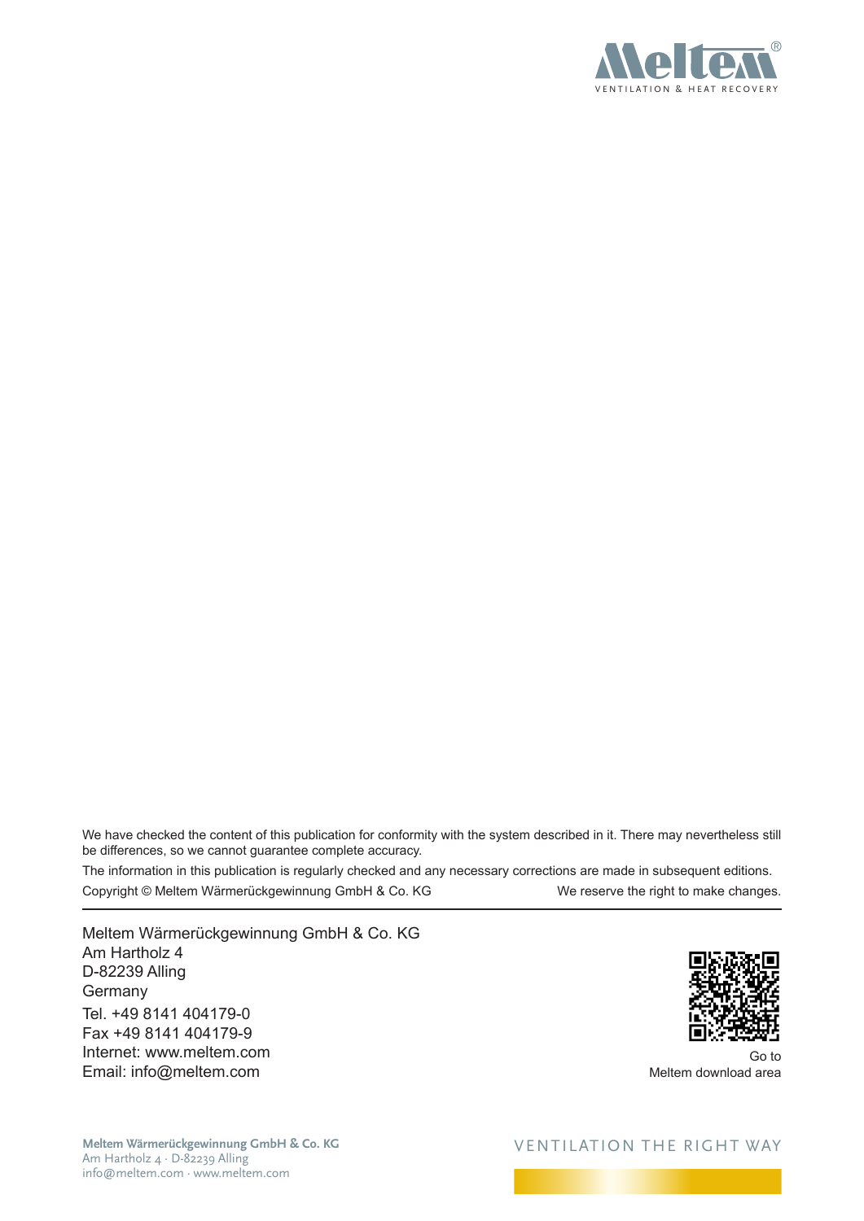We have checked the content of this publication for conformity with the system described in it. There may nevertheless still be differences, so we cannot guarantee complete accuracy.

The information in this publication is regularly checked and any necessary corrections are made in subsequent editions.

Copyright © Meltem Wärmerückgewinnung GmbH & Co. KG

We reserve the right to make changes.

Meltem Wärmerückgewinnung GmbH & Co. KG
Am Hartholz 4
D-82239 Alling
Germany
Tel. +49 8141 404179-0
Fax +49 8141 404179-9
Internet: www.meltem.com
Email: info@meltem.com

Go to
Meltem download area

**Meltem Wärmerückgewinnung GmbH & Co. KG**
Am Hartholz 4 · D-82239 Alling
info@meltem.com · www.meltem.com

VENTILATION THE RIGHT WAY